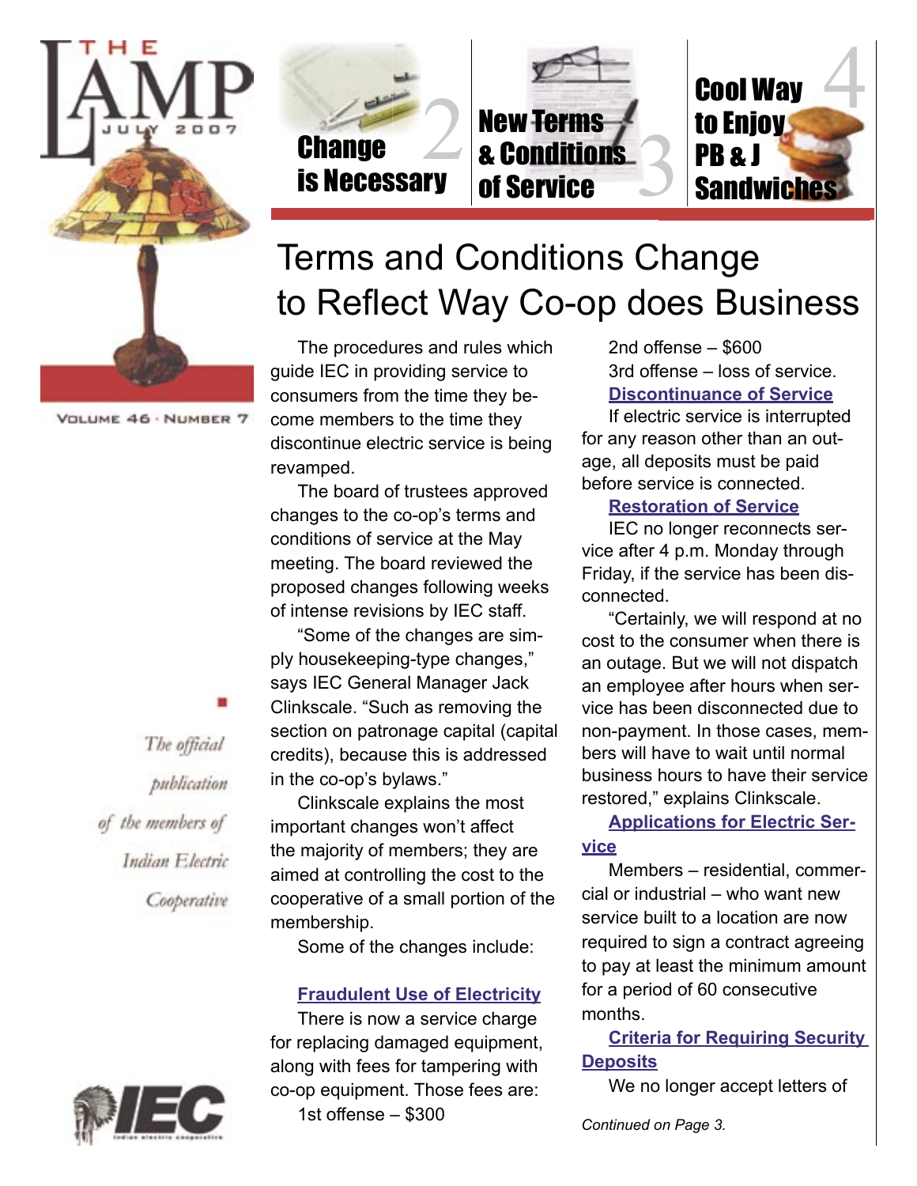# THE LAMP

JULY 2007

VOLUME 46 · NUMBER 7

*The official publication of the members of Indian Electric Cooperative*

**Change is Necessary** 2

**New Terms & Conditions of Service** 3

**Cool Way to Enjoy PB & J Sandwiches** 4

## Terms and Conditions Change to Reflect Way Co-op does Business

The procedures and rules which guide IEC in providing service to consumers from the time they become members to the time they discontinue electric service is being revamped.

The board of trustees approved changes to the co-op's terms and conditions of service at the May meeting. The board reviewed the proposed changes following weeks of intense revisions by IEC staff.

"Some of the changes are simply housekeeping-type changes," says IEC General Manager Jack Clinkscale. "Such as removing the section on patronage capital (capital credits), because this is addressed in the co-op's bylaws."

Clinkscale explains the most important changes won't affect the majority of members; they are aimed at controlling the cost to the cooperative of a small portion of the membership.

Some of the changes include:

**Fraudulent Use of Electricity**

There is now a service charge for replacing damaged equipment, along with fees for tampering with co-op equipment. Those fees are:

1st offense – $300

2nd offense – $600

3rd offense – loss of service.

**Discontinuance of Service**

If electric service is interrupted for any reason other than an outage, all deposits must be paid before service is connected.

**Restoration of Service**

IEC no longer reconnects service after 4 p.m. Monday through Friday, if the service has been disconnected.

"Certainly, we will respond at no cost to the consumer when there is an outage. But we will not dispatch an employee after hours when service has been disconnected due to non-payment. In those cases, members will have to wait until normal business hours to have their service restored," explains Clinkscale.

**Applications for Electric Service**

Members – residential, commercial or industrial – who want new service built to a location are now required to sign a contract agreeing to pay at least the minimum amount for a period of 60 consecutive months.

**Criteria for Requiring Security Deposits**

We no longer accept letters of

*Continued on Page 3.*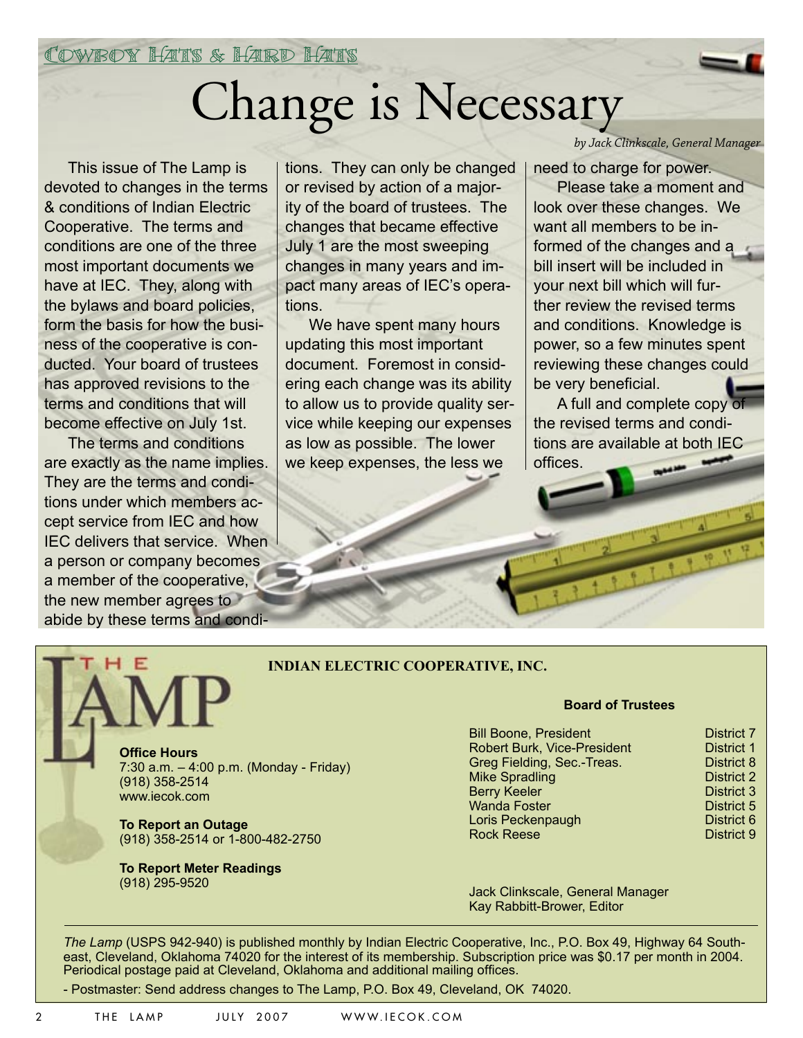Cowboy Hats & Hard Hats

# Change is Necessary

*by Jack Clinkscale, General Manager*

This issue of The Lamp is devoted to changes in the terms & conditions of Indian Electric Cooperative. The terms and conditions are one of the three most important documents we have at IEC. They, along with the bylaws and board policies, form the basis for how the business of the cooperative is conducted. Your board of trustees has approved revisions to the terms and conditions that will become effective on July 1st.

The terms and conditions are exactly as the name implies. They are the terms and conditions under which members accept service from IEC and how IEC delivers that service. When a person or company becomes a member of the cooperative, the new member agrees to abide by these terms and conditions. They can only be changed or revised by action of a majority of the board of trustees. The changes that became effective July 1 are the most sweeping changes in many years and impact many areas of IEC's operations.

We have spent many hours updating this most important document. Foremost in considering each change was its ability to allow us to provide quality service while keeping our expenses as low as possible. The lower we keep expenses, the less we need to charge for power.

Please take a moment and look over these changes. We want all members to be informed of the changes and a bill insert will be included in your next bill which will further review the revised terms and conditions. Knowledge is power, so a few minutes spent reviewing these changes could be very beneficial.

A full and complete copy of the revised terms and conditions are available at both IEC offices.

---

## THE LAMP

**INDIAN ELECTRIC COOPERATIVE, INC.**

**Office Hours**
7:30 a.m. – 4:00 p.m. (Monday - Friday)
(918) 358-2514
www.iecok.com

**To Report an Outage**
(918) 358-2514 or 1-800-482-2750

**To Report Meter Readings**
(918) 295-9520

**Board of Trustees**

| Name | District |
|---|---|
| Bill Boone, President | District 7 |
| Robert Burk, Vice-President | District 1 |
| Greg Fielding, Sec.-Treas. | District 8 |
| Mike Spradling | District 2 |
| Berry Keeler | District 3 |
| Wanda Foster | District 5 |
| Loris Peckenpaugh | District 6 |
| Rock Reese | District 9 |

Jack Clinkscale, General Manager
Kay Rabbitt-Brower, Editor

*The Lamp* (USPS 942-940) is published monthly by Indian Electric Cooperative, Inc., P.O. Box 49, Highway 64 Southeast, Cleveland, Oklahoma 74020 for the interest of its membership. Subscription price was $0.17 per month in 2004. Periodical postage paid at Cleveland, Oklahoma and additional mailing offices.

- Postmaster: Send address changes to The Lamp, P.O. Box 49, Cleveland, OK 74020.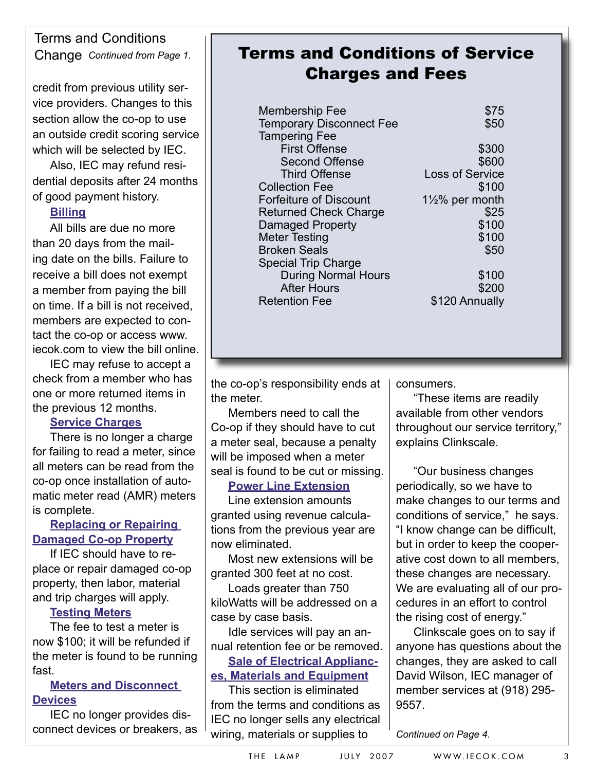## Terms and Conditions Change *Continued from Page 1.*

credit from previous utility service providers. Changes to this section allow the co-op to use an outside credit scoring service which will be selected by IEC.

Also, IEC may refund residential deposits after 24 months of good payment history.

### Billing

All bills are due no more than 20 days from the mailing date on the bills. Failure to receive a bill does not exempt a member from paying the bill on time. If a bill is not received, members are expected to contact the co-op or access www.iecok.com to view the bill online.

IEC may refuse to accept a check from a member who has one or more returned items in the previous 12 months.

### Service Charges

There is no longer a charge for failing to read a meter, since all meters can be read from the co-op once installation of automatic meter read (AMR) meters is complete.

### Replacing or Repairing Damaged Co-op Property

If IEC should have to replace or repair damaged co-op property, then labor, material and trip charges will apply.

### Testing Meters

The fee to test a meter is now $100; it will be refunded if the meter is found to be running fast.

### Meters and Disconnect Devices

IEC no longer provides disconnect devices or breakers, as the co-op's responsibility ends at the meter.

Members need to call the Co-op if they should have to cut a meter seal, because a penalty will be imposed when a meter seal is found to be cut or missing.

### Power Line Extension

Line extension amounts granted using revenue calculations from the previous year are now eliminated.

Most new extensions will be granted 300 feet at no cost.

Loads greater than 750 kiloWatts will be addressed on a case by case basis.

Idle services will pay an annual retention fee or be removed.

### Sale of Electrical Appliances, Materials and Equipment

This section is eliminated from the terms and conditions as IEC no longer sells any electrical wiring, materials or supplies to consumers.

"These items are readily available from other vendors throughout our service territory," explains Clinkscale.

"Our business changes periodically, so we have to make changes to our terms and conditions of service," he says. "I know change can be difficult, but in order to keep the cooperative cost down to all members, these changes are necessary. We are evaluating all of our procedures in an effort to control the rising cost of energy."

Clinkscale goes on to say if anyone has questions about the changes, they are asked to call David Wilson, IEC manager of member services at (918) 295-9557.

*Continued on Page 4.*

## Terms and Conditions of Service Charges and Fees

| Fee | Amount |
|---|---|
| Membership Fee | $75 |
| Temporary Disconnect Fee | $50 |
| Tampering Fee | |
| First Offense | $300 |
| Second Offense | $600 |
| Third Offense | Loss of Service |
| Collection Fee | $100 |
| Forfeiture of Discount | 1½% per month |
| Returned Check Charge | $25 |
| Damaged Property | $100 |
| Meter Testing | $100 |
| Broken Seals | $50 |
| Special Trip Charge | |
| During Normal Hours | $100 |
| After Hours | $200 |
| Retention Fee | $120 Annually |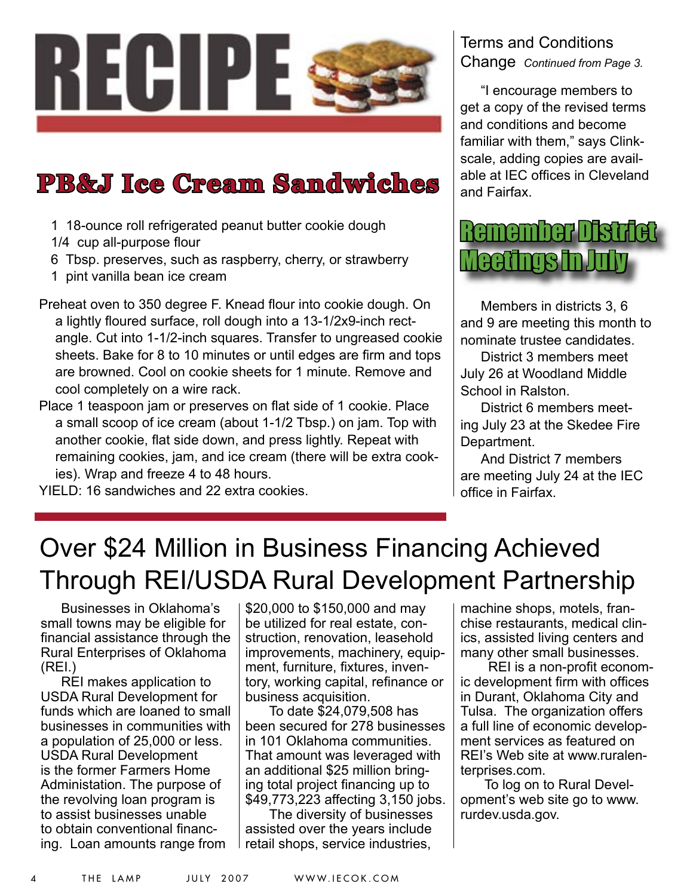# RECIPE

## PB&J Ice Cream Sandwiches

- 1 18-ounce roll refrigerated peanut butter cookie dough
- 1/4 cup all-purpose flour
- 6 Tbsp. preserves, such as raspberry, cherry, or strawberry
- 1 pint vanilla bean ice cream

Preheat oven to 350 degree F. Knead flour into cookie dough. On a lightly floured surface, roll dough into a 13-1/2x9-inch rectangle. Cut into 1-1/2-inch squares. Transfer to ungreased cookie sheets. Bake for 8 to 10 minutes or until edges are firm and tops are browned. Cool on cookie sheets for 1 minute. Remove and cool completely on a wire rack.

Place 1 teaspoon jam or preserves on flat side of 1 cookie. Place a small scoop of ice cream (about 1-1/2 Tbsp.) on jam. Top with another cookie, flat side down, and press lightly. Repeat with remaining cookies, jam, and ice cream (there will be extra cookies). Wrap and freeze 4 to 48 hours.

YIELD: 16 sandwiches and 22 extra cookies.

## Terms and Conditions Change *Continued from Page 3.*

"I encourage members to get a copy of the revised terms and conditions and become familiar with them," says Clinkscale, adding copies are available at IEC offices in Cleveland and Fairfax.

## Remember District Meetings in July

Members in districts 3, 6 and 9 are meeting this month to nominate trustee candidates.

District 3 members meet July 26 at Woodland Middle School in Ralston.

District 6 members meeting July 23 at the Skedee Fire Department.

And District 7 members are meeting July 24 at the IEC office in Fairfax.

# Over $24 Million in Business Financing Achieved Through REI/USDA Rural Development Partnership

Businesses in Oklahoma's small towns may be eligible for financial assistance through the Rural Enterprises of Oklahoma (REI.)

REI makes application to USDA Rural Development for funds which are loaned to small businesses in communities with a population of 25,000 or less. USDA Rural Development is the former Farmers Home Administation. The purpose of the revolving loan program is to assist businesses unable to obtain conventional financing. Loan amounts range from $20,000 to $150,000 and may be utilized for real estate, construction, renovation, leasehold improvements, machinery, equipment, furniture, fixtures, inventory, working capital, refinance or business acquisition.

To date $24,079,508 has been secured for 278 businesses in 101 Oklahoma communities. That amount was leveraged with an additional $25 million bringing total project financing up to $49,773,223 affecting 3,150 jobs.

The diversity of businesses assisted over the years include retail shops, service industries, machine shops, motels, franchise restaurants, medical clinics, assisted living centers and many other small businesses.

REI is a non-profit economic development firm with offices in Durant, Oklahoma City and Tulsa. The organization offers a full line of economic development services as featured on REI's Web site at www.ruralenterprises.com.

To log on to Rural Development's web site go to www.rurdev.usda.gov.